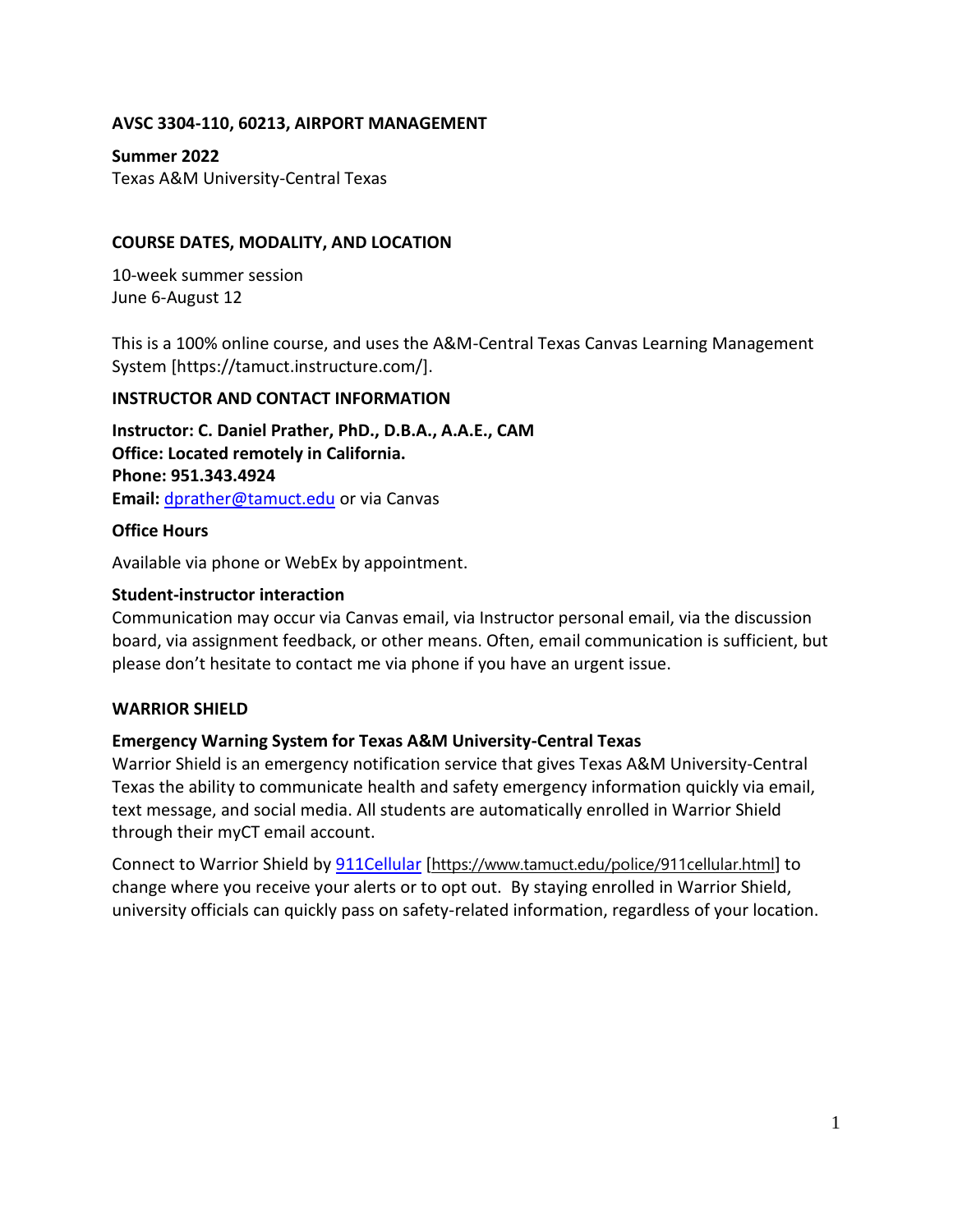**AVSC 3304-110, 60213, AIRPORT MANAGEMENT**

**Summer 2022**
Texas A&M University-Central Texas

## COURSE DATES, MODALITY, AND LOCATION

10-week summer session
June 6-August 12

This is a 100% online course, and uses the A&M-Central Texas Canvas Learning Management System [https://tamuct.instructure.com/].

## INSTRUCTOR AND CONTACT INFORMATION

**Instructor: C. Daniel Prather, PhD., D.B.A., A.A.E., CAM**
**Office: Located remotely in California.**
**Phone: 951.343.4924**
**Email:** dprather@tamuct.edu or via Canvas

### Office Hours

Available via phone or WebEx by appointment.

### Student-instructor interaction

Communication may occur via Canvas email, via Instructor personal email, via the discussion board, via assignment feedback, or other means. Often, email communication is sufficient, but please don't hesitate to contact me via phone if you have an urgent issue.

## WARRIOR SHIELD

### Emergency Warning System for Texas A&M University-Central Texas

Warrior Shield is an emergency notification service that gives Texas A&M University-Central Texas the ability to communicate health and safety emergency information quickly via email, text message, and social media. All students are automatically enrolled in Warrior Shield through their myCT email account.

Connect to Warrior Shield by 911Cellular [https://www.tamuct.edu/police/911cellular.html] to change where you receive your alerts or to opt out. By staying enrolled in Warrior Shield, university officials can quickly pass on safety-related information, regardless of your location.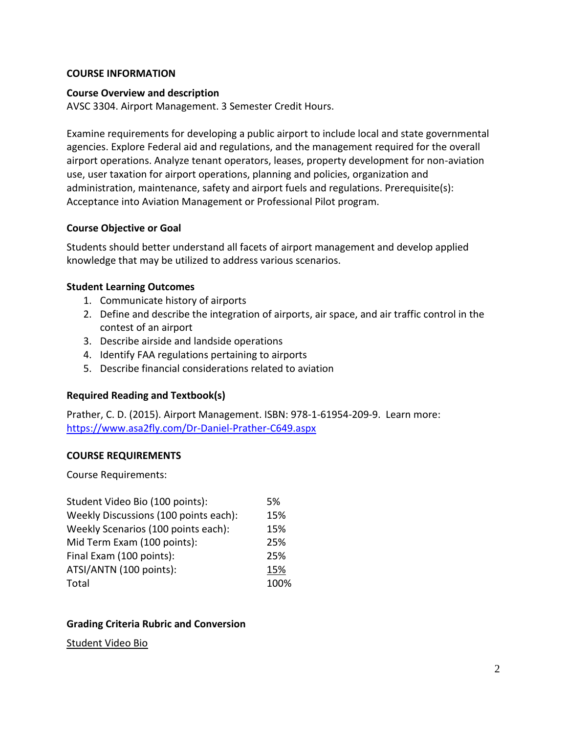## COURSE INFORMATION

### Course Overview and description

AVSC 3304. Airport Management. 3 Semester Credit Hours.

Examine requirements for developing a public airport to include local and state governmental agencies. Explore Federal aid and regulations, and the management required for the overall airport operations. Analyze tenant operators, leases, property development for non-aviation use, user taxation for airport operations, planning and policies, organization and administration, maintenance, safety and airport fuels and regulations. Prerequisite(s): Acceptance into Aviation Management or Professional Pilot program.

### Course Objective or Goal

Students should better understand all facets of airport management and develop applied knowledge that may be utilized to address various scenarios.

### Student Learning Outcomes

1. Communicate history of airports
2. Define and describe the integration of airports, air space, and air traffic control in the contest of an airport
3. Describe airside and landside operations
4. Identify FAA regulations pertaining to airports
5. Describe financial considerations related to aviation

### Required Reading and Textbook(s)

Prather, C. D. (2015). Airport Management. ISBN: 978-1-61954-209-9. Learn more: https://www.asa2fly.com/Dr-Daniel-Prather-C649.aspx

## COURSE REQUIREMENTS

Course Requirements:

| | |
|---|---|
| Student Video Bio (100 points): | 5% |
| Weekly Discussions (100 points each): | 15% |
| Weekly Scenarios (100 points each): | 15% |
| Mid Term Exam (100 points): | 25% |
| Final Exam (100 points): | 25% |
| ATSI/ANTN (100 points): | 15% |
| Total | 100% |

### Grading Criteria Rubric and Conversion

Student Video Bio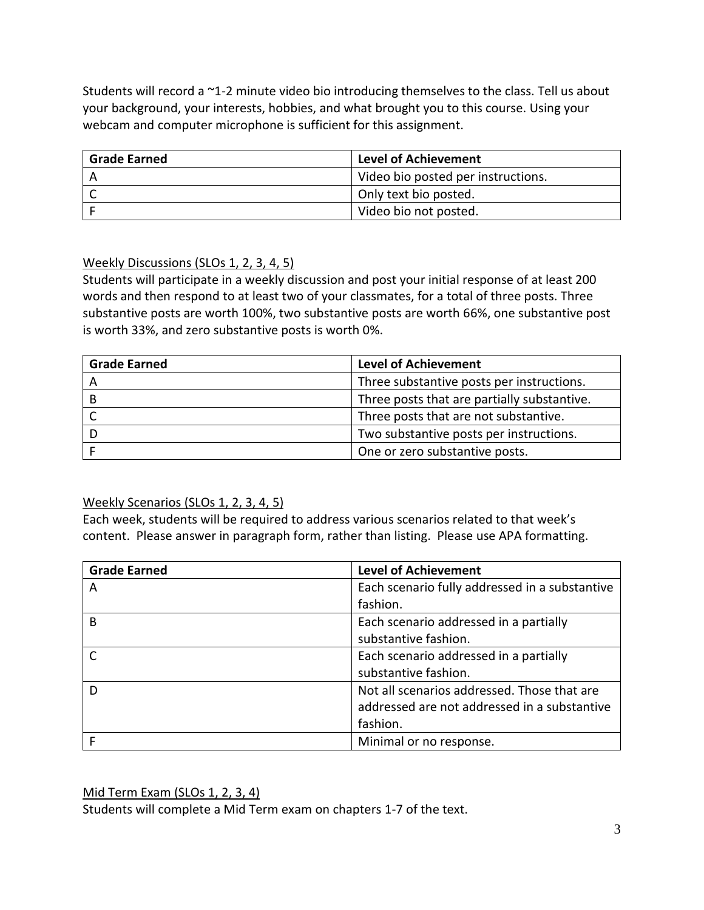Students will record a ~1-2 minute video bio introducing themselves to the class. Tell us about your background, your interests, hobbies, and what brought you to this course. Using your webcam and computer microphone is sufficient for this assignment.

| Grade Earned | Level of Achievement |
|---|---|
| A | Video bio posted per instructions. |
| C | Only text bio posted. |
| F | Video bio not posted. |

Weekly Discussions (SLOs 1, 2, 3, 4, 5)

Students will participate in a weekly discussion and post your initial response of at least 200 words and then respond to at least two of your classmates, for a total of three posts. Three substantive posts are worth 100%, two substantive posts are worth 66%, one substantive post is worth 33%, and zero substantive posts is worth 0%.

| Grade Earned | Level of Achievement |
|---|---|
| A | Three substantive posts per instructions. |
| B | Three posts that are partially substantive. |
| C | Three posts that are not substantive. |
| D | Two substantive posts per instructions. |
| F | One or zero substantive posts. |

Weekly Scenarios (SLOs 1, 2, 3, 4, 5)

Each week, students will be required to address various scenarios related to that week's content. Please answer in paragraph form, rather than listing. Please use APA formatting.

| Grade Earned | Level of Achievement |
|---|---|
| A | Each scenario fully addressed in a substantive fashion. |
| B | Each scenario addressed in a partially substantive fashion. |
| C | Each scenario addressed in a partially substantive fashion. |
| D | Not all scenarios addressed. Those that are addressed are not addressed in a substantive fashion. |
| F | Minimal or no response. |

Mid Term Exam (SLOs 1, 2, 3, 4)

Students will complete a Mid Term exam on chapters 1-7 of the text.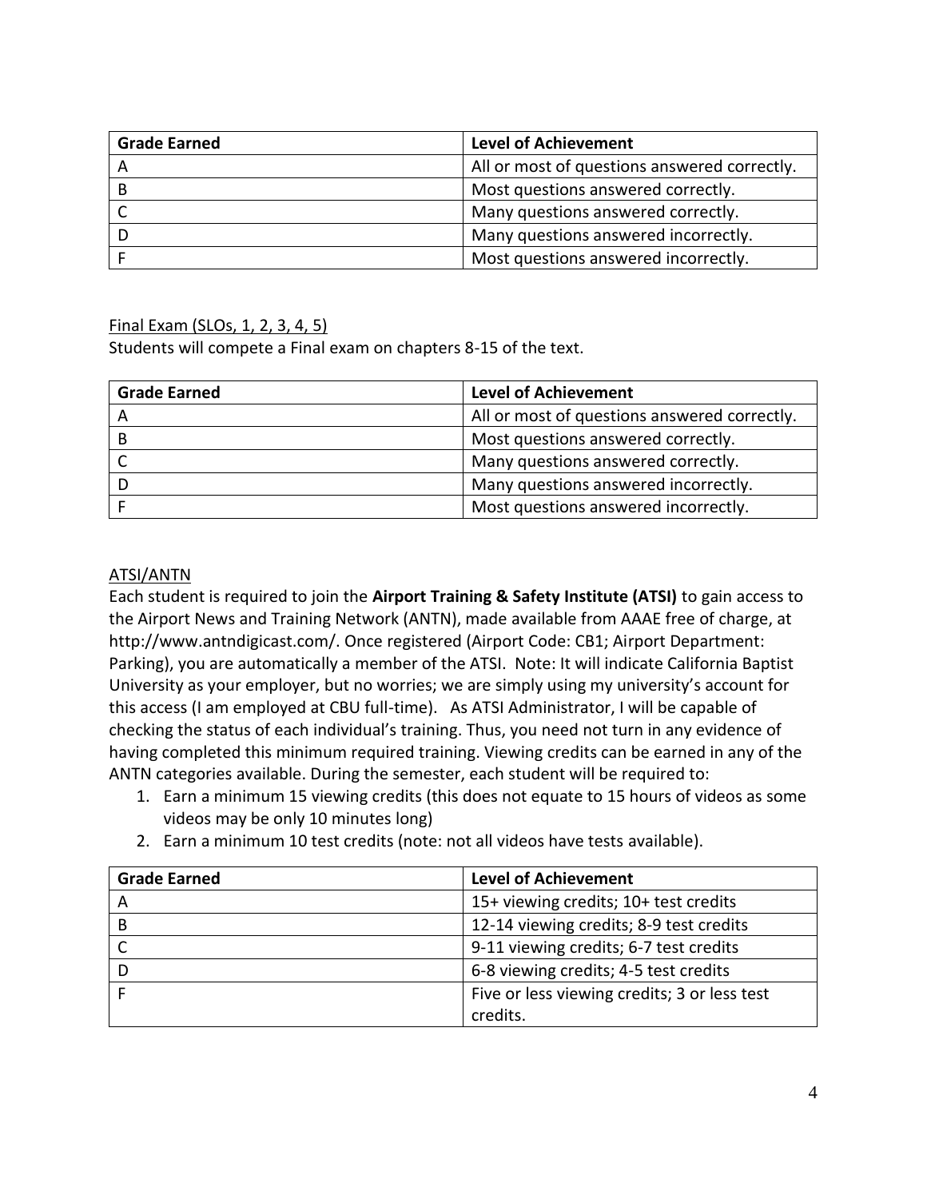| Grade Earned | Level of Achievement |
|---|---|
| A | All or most of questions answered correctly. |
| B | Most questions answered correctly. |
| C | Many questions answered correctly. |
| D | Many questions answered incorrectly. |
| F | Most questions answered incorrectly. |

Final Exam (SLOs, 1, 2, 3, 4, 5)

Students will compete a Final exam on chapters 8-15 of the text.

| Grade Earned | Level of Achievement |
|---|---|
| A | All or most of questions answered correctly. |
| B | Most questions answered correctly. |
| C | Many questions answered correctly. |
| D | Many questions answered incorrectly. |
| F | Most questions answered incorrectly. |

ATSI/ANTN

Each student is required to join the **Airport Training & Safety Institute (ATSI)** to gain access to the Airport News and Training Network (ANTN), made available from AAAE free of charge, at http://www.antndigicast.com/. Once registered (Airport Code: CB1; Airport Department: Parking), you are automatically a member of the ATSI. Note: It will indicate California Baptist University as your employer, but no worries; we are simply using my university's account for this access (I am employed at CBU full-time). As ATSI Administrator, I will be capable of checking the status of each individual's training. Thus, you need not turn in any evidence of having completed this minimum required training. Viewing credits can be earned in any of the ANTN categories available. During the semester, each student will be required to:

1. Earn a minimum 15 viewing credits (this does not equate to 15 hours of videos as some videos may be only 10 minutes long)
2. Earn a minimum 10 test credits (note: not all videos have tests available).

| Grade Earned | Level of Achievement |
|---|---|
| A | 15+ viewing credits; 10+ test credits |
| B | 12-14 viewing credits; 8-9 test credits |
| C | 9-11 viewing credits; 6-7 test credits |
| D | 6-8 viewing credits; 4-5 test credits |
| F | Five or less viewing credits; 3 or less test credits. |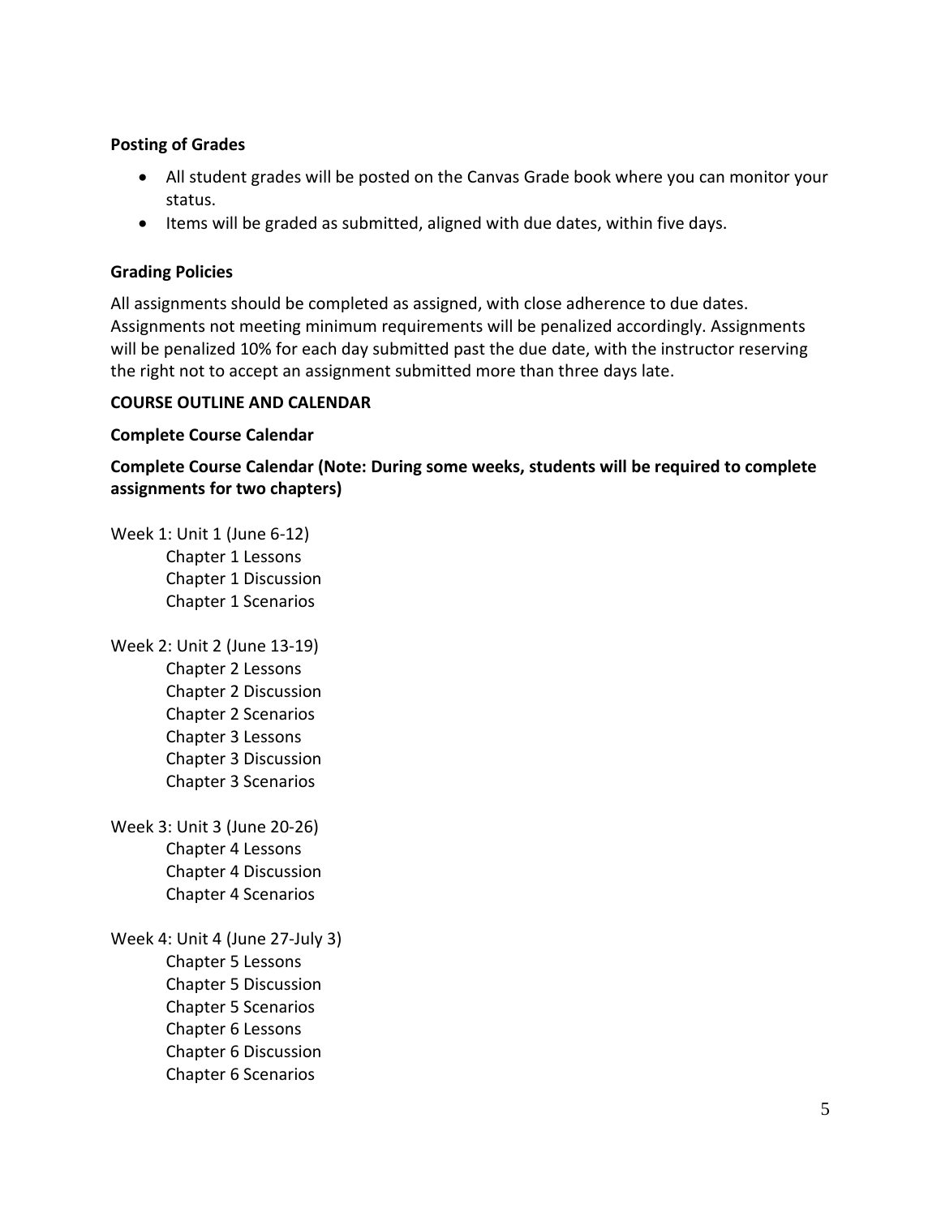**Posting of Grades**

- All student grades will be posted on the Canvas Grade book where you can monitor your status.
- Items will be graded as submitted, aligned with due dates, within five days.

**Grading Policies**

All assignments should be completed as assigned, with close adherence to due dates. Assignments not meeting minimum requirements will be penalized accordingly. Assignments will be penalized 10% for each day submitted past the due date, with the instructor reserving the right not to accept an assignment submitted more than three days late.

**COURSE OUTLINE AND CALENDAR**

**Complete Course Calendar**

**Complete Course Calendar (Note: During some weeks, students will be required to complete assignments for two chapters)**

Week 1: Unit 1 (June 6-12)
- Chapter 1 Lessons
- Chapter 1 Discussion
- Chapter 1 Scenarios

Week 2: Unit 2 (June 13-19)
- Chapter 2 Lessons
- Chapter 2 Discussion
- Chapter 2 Scenarios
- Chapter 3 Lessons
- Chapter 3 Discussion
- Chapter 3 Scenarios

Week 3: Unit 3 (June 20-26)
- Chapter 4 Lessons
- Chapter 4 Discussion
- Chapter 4 Scenarios

Week 4: Unit 4 (June 27-July 3)
- Chapter 5 Lessons
- Chapter 5 Discussion
- Chapter 5 Scenarios
- Chapter 6 Lessons
- Chapter 6 Discussion
- Chapter 6 Scenarios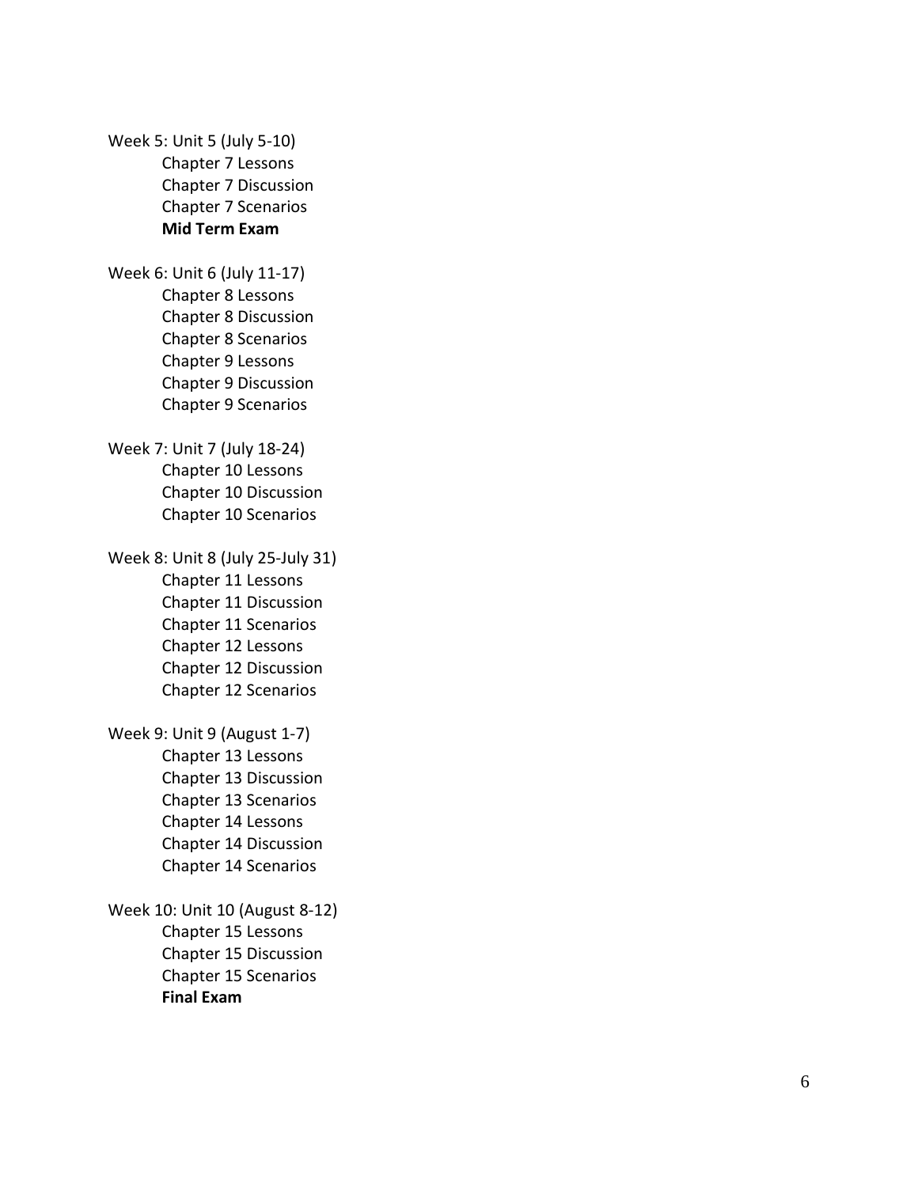Week 5: Unit 5 (July 5-10)

- Chapter 7 Lessons
- Chapter 7 Discussion
- Chapter 7 Scenarios
- **Mid Term Exam**

Week 6: Unit 6 (July 11-17)

- Chapter 8 Lessons
- Chapter 8 Discussion
- Chapter 8 Scenarios
- Chapter 9 Lessons
- Chapter 9 Discussion
- Chapter 9 Scenarios

Week 7: Unit 7 (July 18-24)

- Chapter 10 Lessons
- Chapter 10 Discussion
- Chapter 10 Scenarios

Week 8: Unit 8 (July 25-July 31)

- Chapter 11 Lessons
- Chapter 11 Discussion
- Chapter 11 Scenarios
- Chapter 12 Lessons
- Chapter 12 Discussion
- Chapter 12 Scenarios

Week 9: Unit 9 (August 1-7)

- Chapter 13 Lessons
- Chapter 13 Discussion
- Chapter 13 Scenarios
- Chapter 14 Lessons
- Chapter 14 Discussion
- Chapter 14 Scenarios

Week 10: Unit 10 (August 8-12)

- Chapter 15 Lessons
- Chapter 15 Discussion
- Chapter 15 Scenarios
- **Final Exam**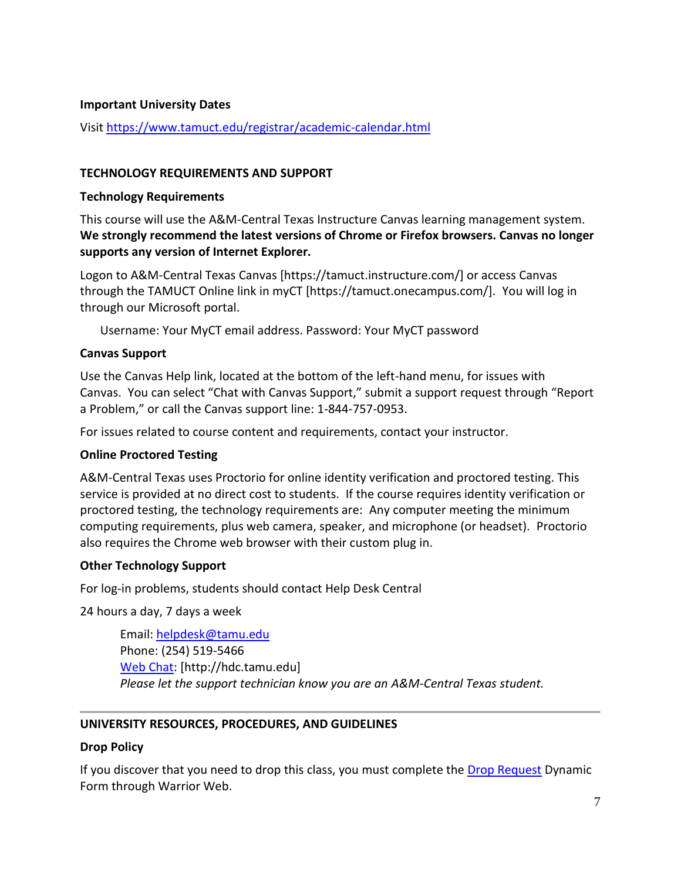**Important University Dates**

Visit [https://www.tamuct.edu/registrar/academic-calendar.html](https://www.tamuct.edu/registrar/academic-calendar.html)

## TECHNOLOGY REQUIREMENTS AND SUPPORT

### Technology Requirements

This course will use the A&M-Central Texas Instructure Canvas learning management system. **We strongly recommend the latest versions of Chrome or Firefox browsers. Canvas no longer supports any version of Internet Explorer.**

Logon to A&M-Central Texas Canvas [https://tamuct.instructure.com/] or access Canvas through the TAMUCT Online link in myCT [https://tamuct.onecampus.com/]. You will log in through our Microsoft portal.

Username: Your MyCT email address. Password: Your MyCT password

### Canvas Support

Use the Canvas Help link, located at the bottom of the left-hand menu, for issues with Canvas. You can select "Chat with Canvas Support," submit a support request through "Report a Problem," or call the Canvas support line: 1-844-757-0953.

For issues related to course content and requirements, contact your instructor.

### Online Proctored Testing

A&M-Central Texas uses Proctorio for online identity verification and proctored testing. This service is provided at no direct cost to students. If the course requires identity verification or proctored testing, the technology requirements are: Any computer meeting the minimum computing requirements, plus web camera, speaker, and microphone (or headset). Proctorio also requires the Chrome web browser with their custom plug in.

### Other Technology Support

For log-in problems, students should contact Help Desk Central

24 hours a day, 7 days a week

Email: [helpdesk@tamu.edu](mailto:helpdesk@tamu.edu)
Phone: (254) 519-5466
Web Chat: [http://hdc.tamu.edu]
*Please let the support technician know you are an A&M-Central Texas student.*

---

## UNIVERSITY RESOURCES, PROCEDURES, AND GUIDELINES

### Drop Policy

If you discover that you need to drop this class, you must complete the Drop Request Dynamic Form through Warrior Web.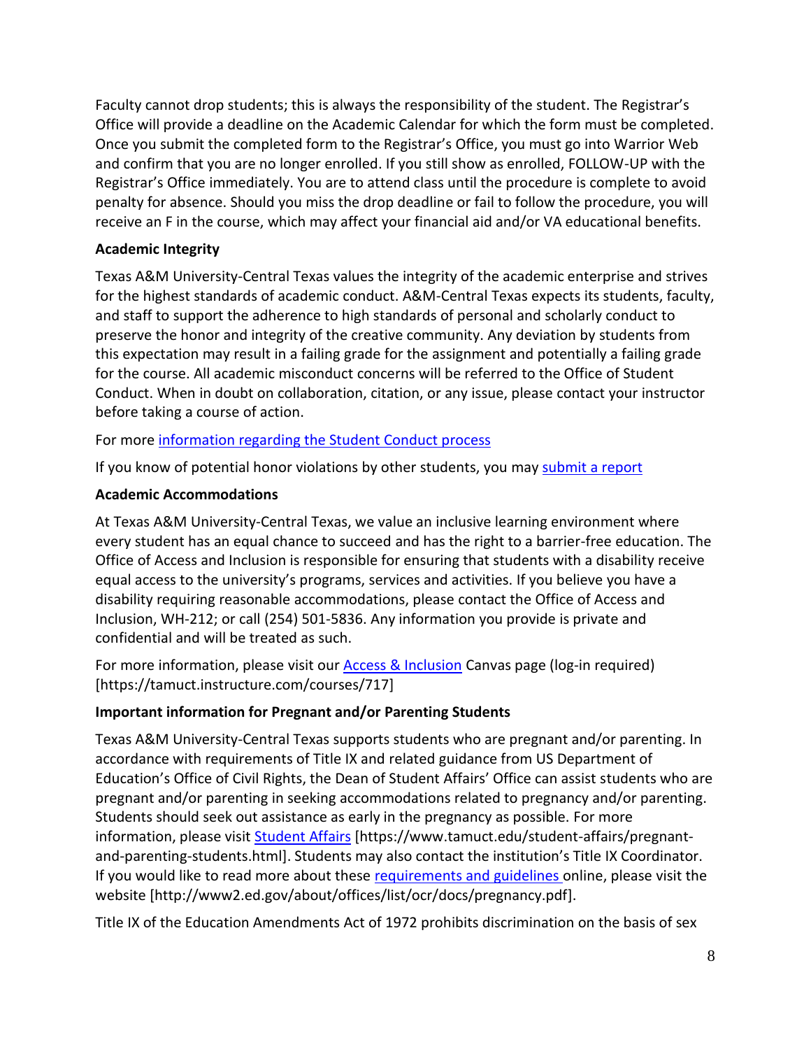Faculty cannot drop students; this is always the responsibility of the student. The Registrar's Office will provide a deadline on the Academic Calendar for which the form must be completed. Once you submit the completed form to the Registrar's Office, you must go into Warrior Web and confirm that you are no longer enrolled. If you still show as enrolled, FOLLOW-UP with the Registrar's Office immediately. You are to attend class until the procedure is complete to avoid penalty for absence. Should you miss the drop deadline or fail to follow the procedure, you will receive an F in the course, which may affect your financial aid and/or VA educational benefits.

**Academic Integrity**

Texas A&M University-Central Texas values the integrity of the academic enterprise and strives for the highest standards of academic conduct. A&M-Central Texas expects its students, faculty, and staff to support the adherence to high standards of personal and scholarly conduct to preserve the honor and integrity of the creative community. Any deviation by students from this expectation may result in a failing grade for the assignment and potentially a failing grade for the course. All academic misconduct concerns will be referred to the Office of Student Conduct. When in doubt on collaboration, citation, or any issue, please contact your instructor before taking a course of action.

For more information regarding the Student Conduct process

If you know of potential honor violations by other students, you may submit a report

**Academic Accommodations**

At Texas A&M University-Central Texas, we value an inclusive learning environment where every student has an equal chance to succeed and has the right to a barrier-free education. The Office of Access and Inclusion is responsible for ensuring that students with a disability receive equal access to the university's programs, services and activities. If you believe you have a disability requiring reasonable accommodations, please contact the Office of Access and Inclusion, WH-212; or call (254) 501-5836. Any information you provide is private and confidential and will be treated as such.

For more information, please visit our Access & Inclusion Canvas page (log-in required) [https://tamuct.instructure.com/courses/717]

**Important information for Pregnant and/or Parenting Students**

Texas A&M University-Central Texas supports students who are pregnant and/or parenting. In accordance with requirements of Title IX and related guidance from US Department of Education's Office of Civil Rights, the Dean of Student Affairs' Office can assist students who are pregnant and/or parenting in seeking accommodations related to pregnancy and/or parenting. Students should seek out assistance as early in the pregnancy as possible. For more information, please visit Student Affairs [https://www.tamuct.edu/student-affairs/pregnant-and-parenting-students.html]. Students may also contact the institution's Title IX Coordinator. If you would like to read more about these requirements and guidelines online, please visit the website [http://www2.ed.gov/about/offices/list/ocr/docs/pregnancy.pdf].

Title IX of the Education Amendments Act of 1972 prohibits discrimination on the basis of sex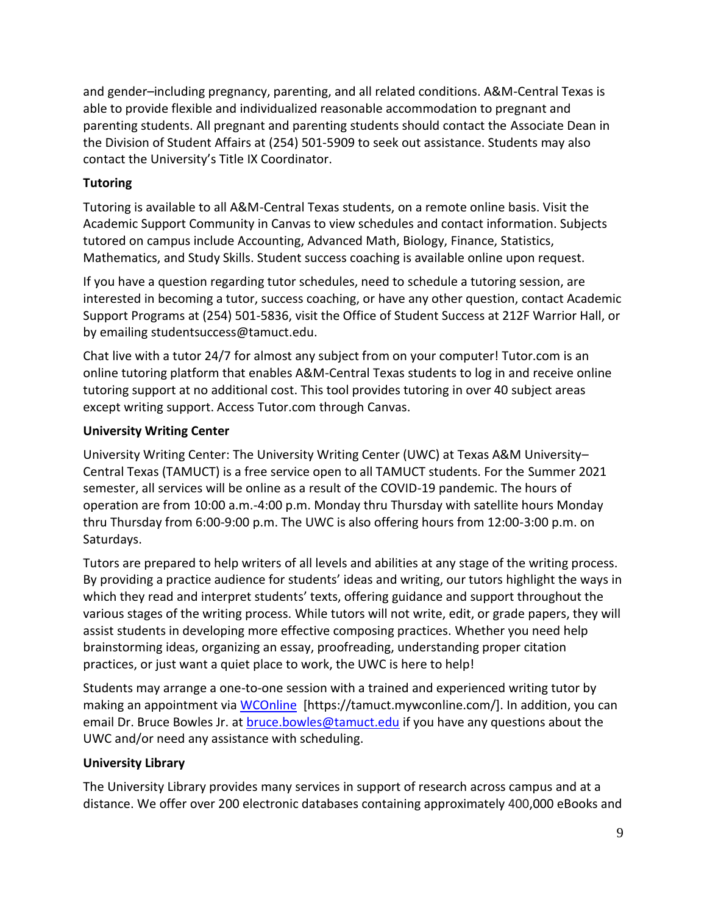and gender–including pregnancy, parenting, and all related conditions. A&M-Central Texas is able to provide flexible and individualized reasonable accommodation to pregnant and parenting students. All pregnant and parenting students should contact the Associate Dean in the Division of Student Affairs at (254) 501-5909 to seek out assistance. Students may also contact the University's Title IX Coordinator.

**Tutoring**

Tutoring is available to all A&M-Central Texas students, on a remote online basis. Visit the Academic Support Community in Canvas to view schedules and contact information. Subjects tutored on campus include Accounting, Advanced Math, Biology, Finance, Statistics, Mathematics, and Study Skills. Student success coaching is available online upon request.

If you have a question regarding tutor schedules, need to schedule a tutoring session, are interested in becoming a tutor, success coaching, or have any other question, contact Academic Support Programs at (254) 501-5836, visit the Office of Student Success at 212F Warrior Hall, or by emailing studentsuccess@tamuct.edu.

Chat live with a tutor 24/7 for almost any subject from on your computer! Tutor.com is an online tutoring platform that enables A&M-Central Texas students to log in and receive online tutoring support at no additional cost. This tool provides tutoring in over 40 subject areas except writing support. Access Tutor.com through Canvas.

**University Writing Center**

University Writing Center: The University Writing Center (UWC) at Texas A&M University–Central Texas (TAMUCT) is a free service open to all TAMUCT students. For the Summer 2021 semester, all services will be online as a result of the COVID-19 pandemic. The hours of operation are from 10:00 a.m.-4:00 p.m. Monday thru Thursday with satellite hours Monday thru Thursday from 6:00-9:00 p.m. The UWC is also offering hours from 12:00-3:00 p.m. on Saturdays.

Tutors are prepared to help writers of all levels and abilities at any stage of the writing process. By providing a practice audience for students' ideas and writing, our tutors highlight the ways in which they read and interpret students' texts, offering guidance and support throughout the various stages of the writing process. While tutors will not write, edit, or grade papers, they will assist students in developing more effective composing practices. Whether you need help brainstorming ideas, organizing an essay, proofreading, understanding proper citation practices, or just want a quiet place to work, the UWC is here to help!

Students may arrange a one-to-one session with a trained and experienced writing tutor by making an appointment via WCOnline [https://tamuct.mywconline.com/]. In addition, you can email Dr. Bruce Bowles Jr. at bruce.bowles@tamuct.edu if you have any questions about the UWC and/or need any assistance with scheduling.

**University Library**

The University Library provides many services in support of research across campus and at a distance. We offer over 200 electronic databases containing approximately 400,000 eBooks and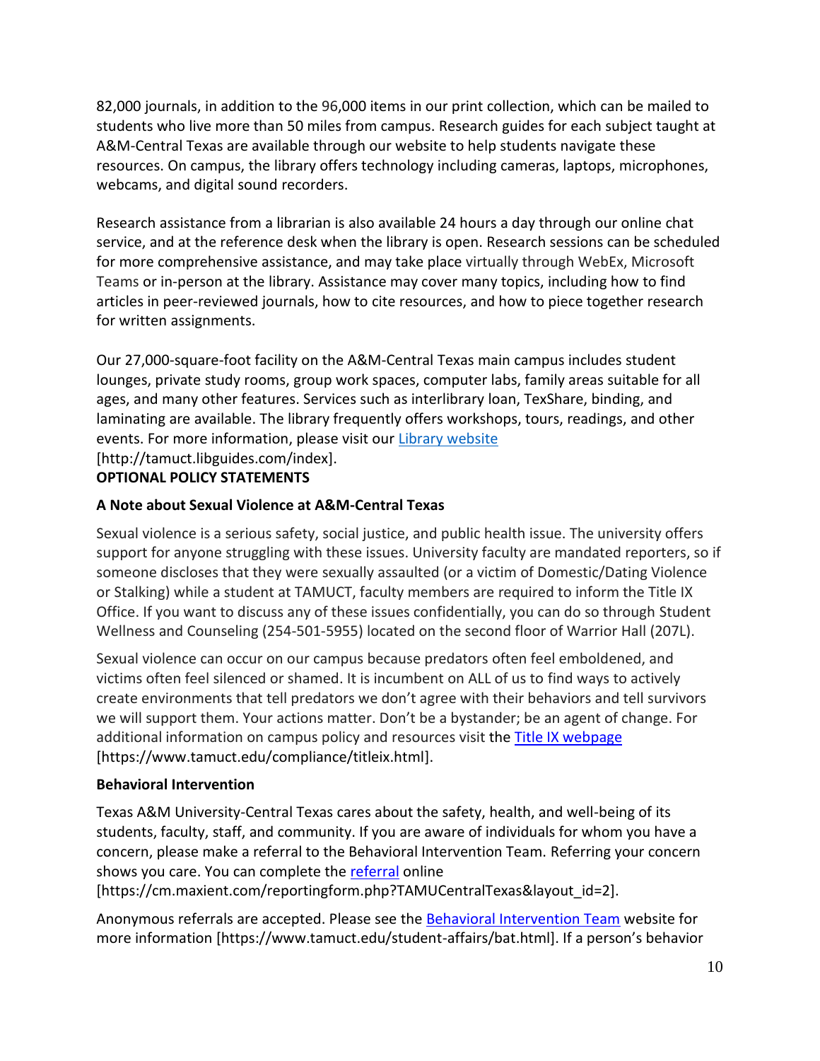82,000 journals, in addition to the 96,000 items in our print collection, which can be mailed to students who live more than 50 miles from campus. Research guides for each subject taught at A&M-Central Texas are available through our website to help students navigate these resources. On campus, the library offers technology including cameras, laptops, microphones, webcams, and digital sound recorders.

Research assistance from a librarian is also available 24 hours a day through our online chat service, and at the reference desk when the library is open. Research sessions can be scheduled for more comprehensive assistance, and may take place virtually through WebEx, Microsoft Teams or in-person at the library. Assistance may cover many topics, including how to find articles in peer-reviewed journals, how to cite resources, and how to piece together research for written assignments.

Our 27,000-square-foot facility on the A&M-Central Texas main campus includes student lounges, private study rooms, group work spaces, computer labs, family areas suitable for all ages, and many other features. Services such as interlibrary loan, TexShare, binding, and laminating are available. The library frequently offers workshops, tours, readings, and other events. For more information, please visit our Library website [http://tamuct.libguides.com/index].

**OPTIONAL POLICY STATEMENTS**

**A Note about Sexual Violence at A&M-Central Texas**

Sexual violence is a serious safety, social justice, and public health issue. The university offers support for anyone struggling with these issues. University faculty are mandated reporters, so if someone discloses that they were sexually assaulted (or a victim of Domestic/Dating Violence or Stalking) while a student at TAMUCT, faculty members are required to inform the Title IX Office. If you want to discuss any of these issues confidentially, you can do so through Student Wellness and Counseling (254-501-5955) located on the second floor of Warrior Hall (207L).

Sexual violence can occur on our campus because predators often feel emboldened, and victims often feel silenced or shamed. It is incumbent on ALL of us to find ways to actively create environments that tell predators we don't agree with their behaviors and tell survivors we will support them. Your actions matter. Don't be a bystander; be an agent of change. For additional information on campus policy and resources visit the Title IX webpage [https://www.tamuct.edu/compliance/titleix.html].

**Behavioral Intervention**

Texas A&M University-Central Texas cares about the safety, health, and well-being of its students, faculty, staff, and community. If you are aware of individuals for whom you have a concern, please make a referral to the Behavioral Intervention Team. Referring your concern shows you care. You can complete the referral online [https://cm.maxient.com/reportingform.php?TAMUCentralTexas&layout_id=2].

Anonymous referrals are accepted. Please see the Behavioral Intervention Team website for more information [https://www.tamuct.edu/student-affairs/bat.html]. If a person's behavior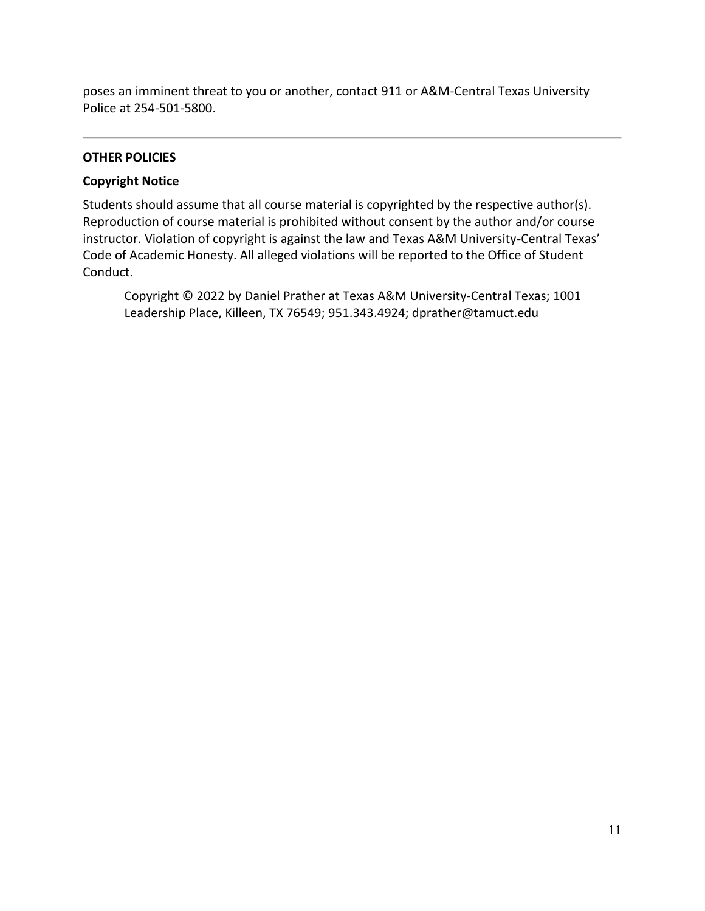poses an imminent threat to you or another, contact 911 or A&M-Central Texas University Police at 254-501-5800.

---

**OTHER POLICIES**

**Copyright Notice**

Students should assume that all course material is copyrighted by the respective author(s). Reproduction of course material is prohibited without consent by the author and/or course instructor. Violation of copyright is against the law and Texas A&M University-Central Texas' Code of Academic Honesty. All alleged violations will be reported to the Office of Student Conduct.

> Copyright © 2022 by Daniel Prather at Texas A&M University-Central Texas; 1001 Leadership Place, Killeen, TX 76549; 951.343.4924; dprather@tamuct.edu